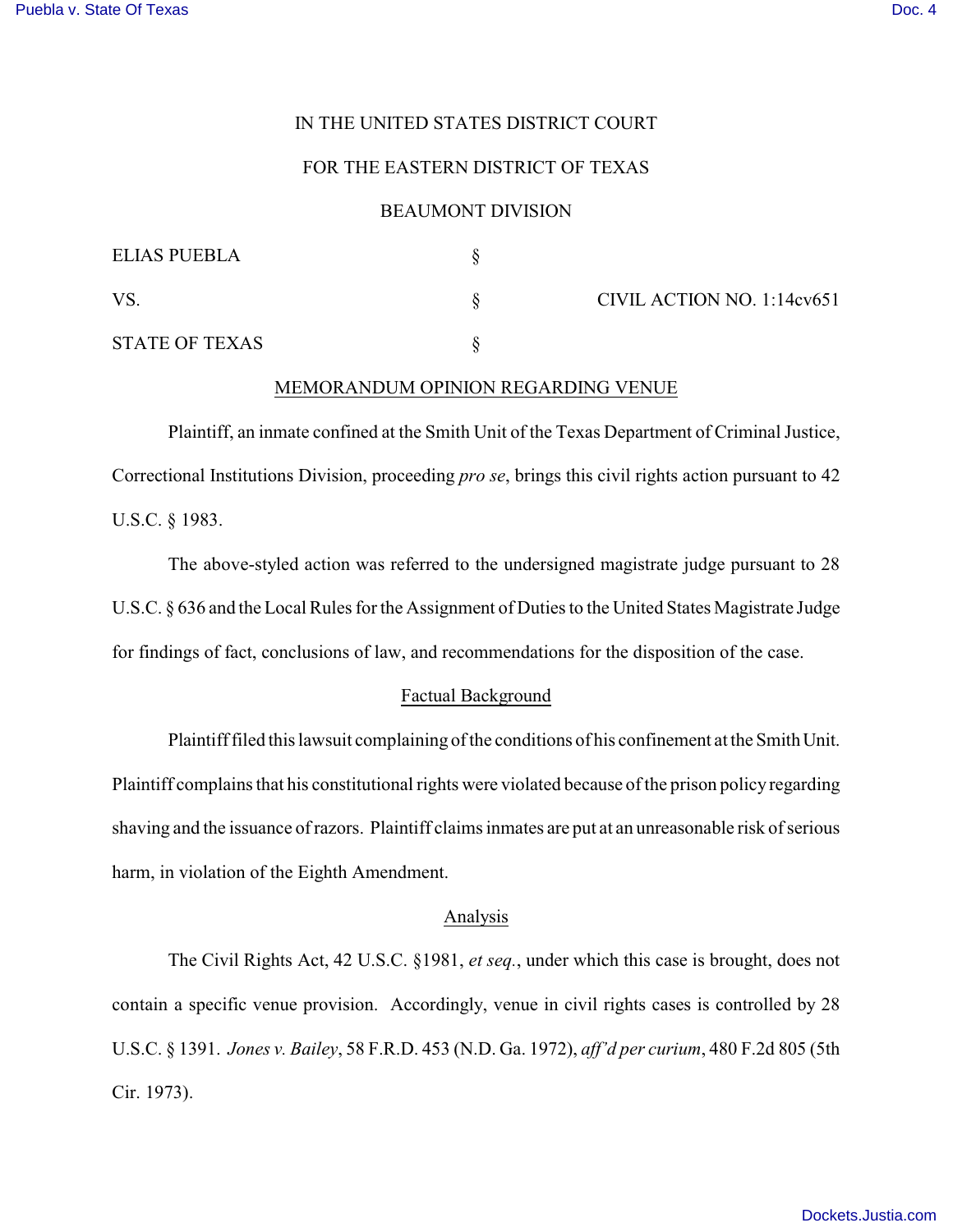IN THE UNITED STATES DISTRICT COURT

FOR THE EASTERN DISTRICT OF TEXAS

BEAUMONT DIVISION

| | | |
|---|---|---|
| ELIAS PUEBLA | § | |
| VS. | § | CIVIL ACTION NO. 1:14cv651 |
| STATE OF TEXAS | § | |

## MEMORANDUM OPINION REGARDING VENUE

Plaintiff, an inmate confined at the Smith Unit of the Texas Department of Criminal Justice, Correctional Institutions Division, proceeding *pro se*, brings this civil rights action pursuant to 42 U.S.C. § 1983.

The above-styled action was referred to the undersigned magistrate judge pursuant to 28 U.S.C. § 636 and the Local Rules for the Assignment of Duties to the United States Magistrate Judge for findings of fact, conclusions of law, and recommendations for the disposition of the case.

### Factual Background

Plaintiff filed this lawsuit complaining of the conditions of his confinement at the Smith Unit. Plaintiff complains that his constitutional rights were violated because of the prison policy regarding shaving and the issuance of razors. Plaintiff claims inmates are put at an unreasonable risk of serious harm, in violation of the Eighth Amendment.

### Analysis

The Civil Rights Act, 42 U.S.C. §1981, *et seq.*, under which this case is brought, does not contain a specific venue provision. Accordingly, venue in civil rights cases is controlled by 28 U.S.C. § 1391. *Jones v. Bailey*, 58 F.R.D. 453 (N.D. Ga. 1972), *aff'd per curium*, 480 F.2d 805 (5th Cir. 1973).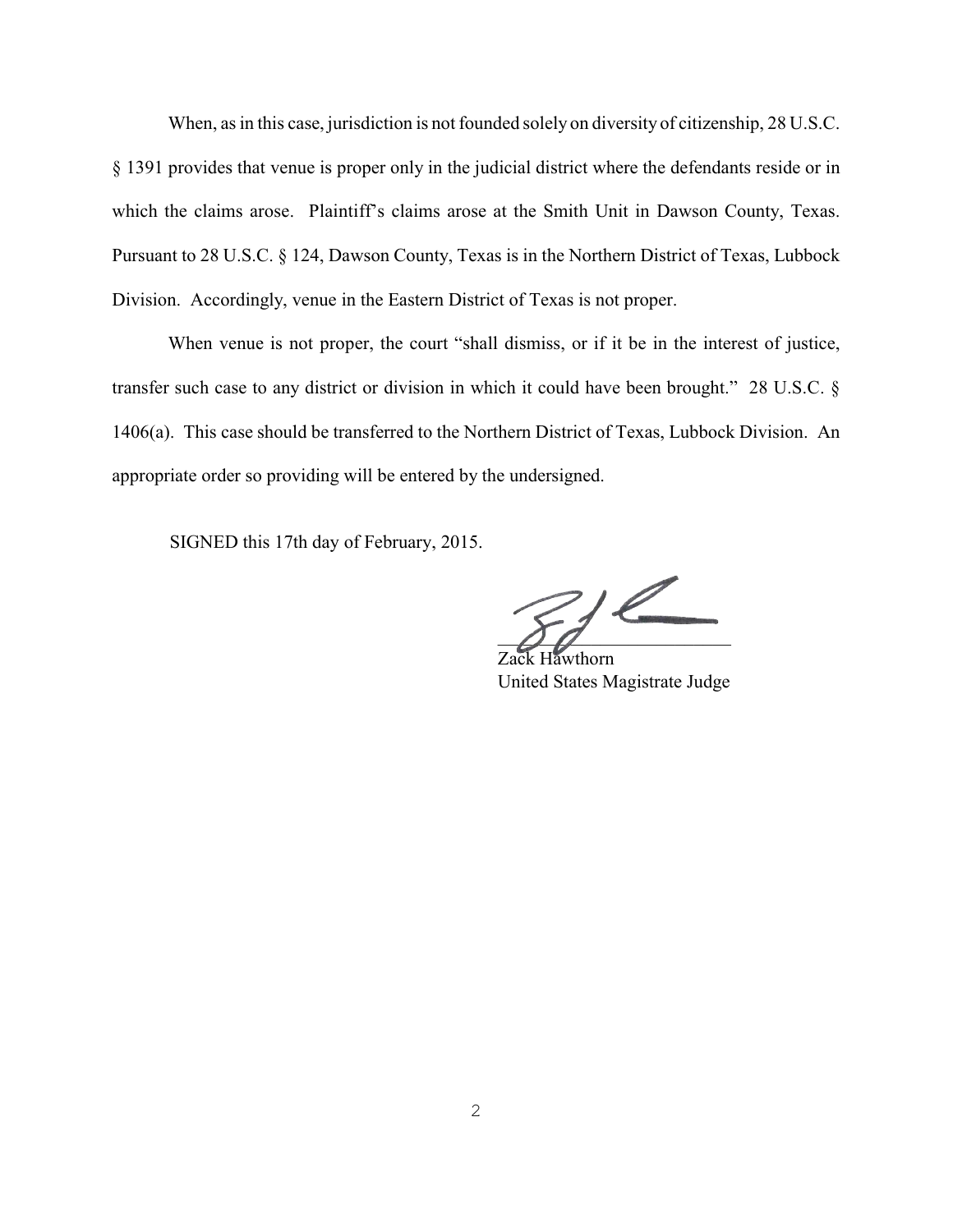When, as in this case, jurisdiction is not founded solely on diversity of citizenship, 28 U.S.C. § 1391 provides that venue is proper only in the judicial district where the defendants reside or in which the claims arose. Plaintiff's claims arose at the Smith Unit in Dawson County, Texas. Pursuant to 28 U.S.C. § 124, Dawson County, Texas is in the Northern District of Texas, Lubbock Division. Accordingly, venue in the Eastern District of Texas is not proper.

When venue is not proper, the court "shall dismiss, or if it be in the interest of justice, transfer such case to any district or division in which it could have been brought." 28 U.S.C. § 1406(a). This case should be transferred to the Northern District of Texas, Lubbock Division. An appropriate order so providing will be entered by the undersigned.

SIGNED this 17th day of February, 2015.

Zack Hawthorn
United States Magistrate Judge